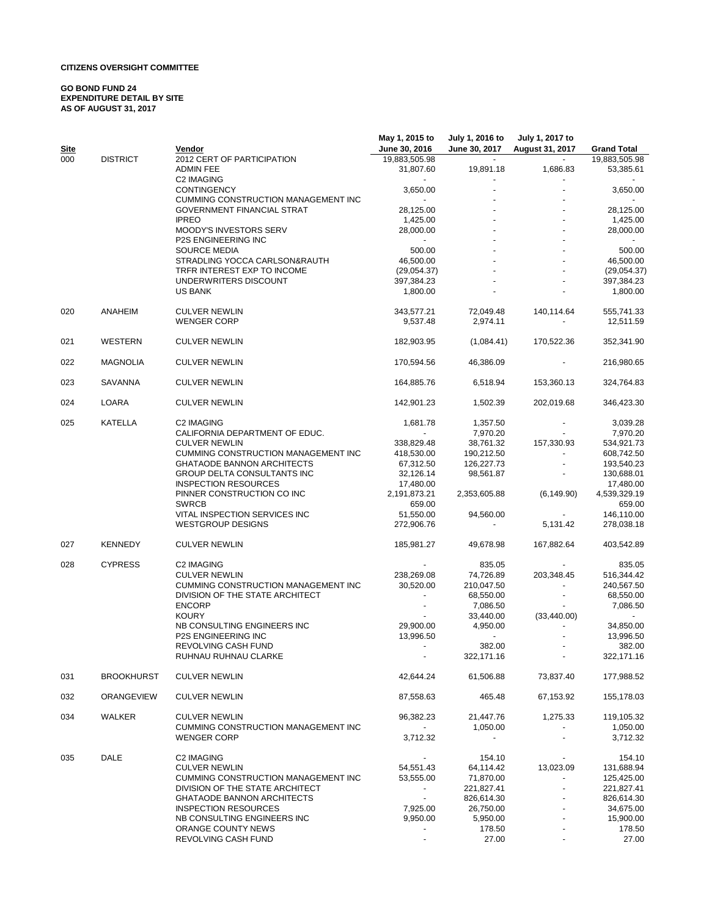**CITIZENS OVERSIGHT COMMITTEE**

**GO BOND FUND 24**
**EXPENDITURE DETAIL BY SITE**
**AS OF AUGUST 31, 2017**

| Site | | Vendor | May 1, 2015 to June 30, 2016 | July 1, 2016 to June 30, 2017 | July 1, 2017 to August 31, 2017 | Grand Total |
|---|---|---|---|---|---|---|
| 000 | DISTRICT | 2012 CERT OF PARTICIPATION | 19,883,505.98 | - | - | 19,883,505.98 |
| | | ADMIN FEE | 31,807.60 | 19,891.18 | 1,686.83 | 53,385.61 |
| | | C2 IMAGING | - | - | - | - |
| | | CONTINGENCY | 3,650.00 | - | - | 3,650.00 |
| | | CUMMING CONSTRUCTION MANAGEMENT INC | - | - | - | - |
| | | GOVERNMENT FINANCIAL STRAT | 28,125.00 | - | - | 28,125.00 |
| | | IPREO | 1,425.00 | - | - | 1,425.00 |
| | | MOODY'S INVESTORS SERV | 28,000.00 | - | - | 28,000.00 |
| | | P2S ENGINEERING INC | - | - | - | - |
| | | SOURCE MEDIA | 500.00 | - | - | 500.00 |
| | | STRADLING YOCCA CARLSON&RAUTH | 46,500.00 | - | - | 46,500.00 |
| | | TRFR INTEREST EXP TO INCOME | (29,054.37) | - | - | (29,054.37) |
| | | UNDERWRITERS DISCOUNT | 397,384.23 | - | - | 397,384.23 |
| | | US BANK | 1,800.00 | - | - | 1,800.00 |
| 020 | ANAHEIM | CULVER NEWLIN | 343,577.21 | 72,049.48 | 140,114.64 | 555,741.33 |
| | | WENGER CORP | 9,537.48 | 2,974.11 | - | 12,511.59 |
| 021 | WESTERN | CULVER NEWLIN | 182,903.95 | (1,084.41) | 170,522.36 | 352,341.90 |
| 022 | MAGNOLIA | CULVER NEWLIN | 170,594.56 | 46,386.09 | - | 216,980.65 |
| 023 | SAVANNA | CULVER NEWLIN | 164,885.76 | 6,518.94 | 153,360.13 | 324,764.83 |
| 024 | LOARA | CULVER NEWLIN | 142,901.23 | 1,502.39 | 202,019.68 | 346,423.30 |
| 025 | KATELLA | C2 IMAGING | 1,681.78 | 1,357.50 | - | 3,039.28 |
| | | CALIFORNIA DEPARTMENT OF EDUC. | - | 7,970.20 | - | 7,970.20 |
| | | CULVER NEWLIN | 338,829.48 | 38,761.32 | 157,330.93 | 534,921.73 |
| | | CUMMING CONSTRUCTION MANAGEMENT INC | 418,530.00 | 190,212.50 | - | 608,742.50 |
| | | GHATAODE BANNON ARCHITECTS | 67,312.50 | 126,227.73 | - | 193,540.23 |
| | | GROUP DELTA CONSULTANTS INC | 32,126.14 | 98,561.87 | - | 130,688.01 |
| | | INSPECTION RESOURCES | 17,480.00 | | | 17,480.00 |
| | | PINNER CONSTRUCTION CO INC | 2,191,873.21 | 2,353,605.88 | (6,149.90) | 4,539,329.19 |
| | | SWRCB | 659.00 | | | 659.00 |
| | | VITAL INSPECTION SERVICES INC | 51,550.00 | 94,560.00 | - | 146,110.00 |
| | | WESTGROUP DESIGNS | 272,906.76 | - | 5,131.42 | 278,038.18 |
| 027 | KENNEDY | CULVER NEWLIN | 185,981.27 | 49,678.98 | 167,882.64 | 403,542.89 |
| 028 | CYPRESS | C2 IMAGING | - | 835.05 | - | 835.05 |
| | | CULVER NEWLIN | 238,269.08 | 74,726.89 | 203,348.45 | 516,344.42 |
| | | CUMMING CONSTRUCTION MANAGEMENT INC | 30,520.00 | 210,047.50 | - | 240,567.50 |
| | | DIVISION OF THE STATE ARCHITECT | - | 68,550.00 | - | 68,550.00 |
| | | ENCORP | - | 7,086.50 | - | 7,086.50 |
| | | KOURY | - | 33,440.00 | (33,440.00) | - |
| | | NB CONSULTING ENGINEERS INC | 29,900.00 | 4,950.00 | - | 34,850.00 |
| | | P2S ENGINEERING INC | 13,996.50 | - | - | 13,996.50 |
| | | REVOLVING CASH FUND | - | 382.00 | - | 382.00 |
| | | RUHNAU RUHNAU CLARKE | - | 322,171.16 | - | 322,171.16 |
| 031 | BROOKHURST | CULVER NEWLIN | 42,644.24 | 61,506.88 | 73,837.40 | 177,988.52 |
| 032 | ORANGEVIEW | CULVER NEWLIN | 87,558.63 | 465.48 | 67,153.92 | 155,178.03 |
| 034 | WALKER | CULVER NEWLIN | 96,382.23 | 21,447.76 | 1,275.33 | 119,105.32 |
| | | CUMMING CONSTRUCTION MANAGEMENT INC | - | 1,050.00 | - | 1,050.00 |
| | | WENGER CORP | 3,712.32 | - | - | 3,712.32 |
| 035 | DALE | C2 IMAGING | - | 154.10 | - | 154.10 |
| | | CULVER NEWLIN | 54,551.43 | 64,114.42 | 13,023.09 | 131,688.94 |
| | | CUMMING CONSTRUCTION MANAGEMENT INC | 53,555.00 | 71,870.00 | - | 125,425.00 |
| | | DIVISION OF THE STATE ARCHITECT | - | 221,827.41 | - | 221,827.41 |
| | | GHATAODE BANNON ARCHITECTS | - | 826,614.30 | - | 826,614.30 |
| | | INSPECTION RESOURCES | 7,925.00 | 26,750.00 | - | 34,675.00 |
| | | NB CONSULTING ENGINEERS INC | 9,950.00 | 5,950.00 | - | 15,900.00 |
| | | ORANGE COUNTY NEWS | - | 178.50 | - | 178.50 |
| | | REVOLVING CASH FUND | - | 27.00 | - | 27.00 |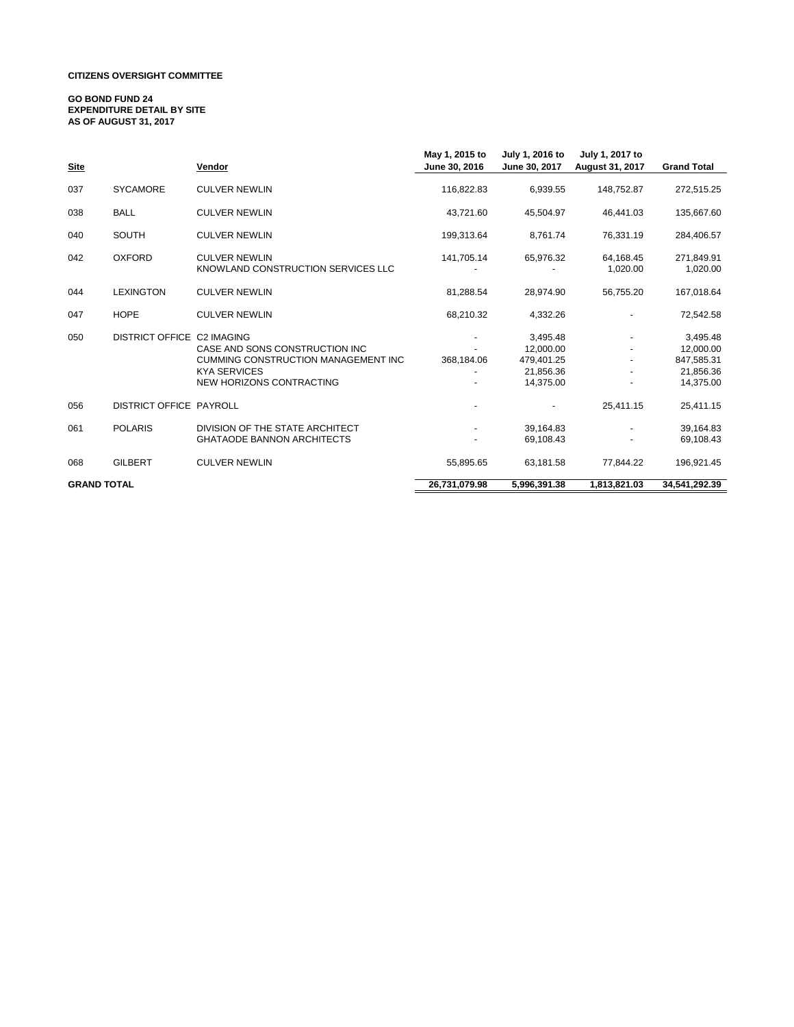**CITIZENS OVERSIGHT COMMITTEE**

**GO BOND FUND 24**
**EXPENDITURE DETAIL BY SITE**
**AS OF AUGUST 31, 2017**

| Site | | Vendor | May 1, 2015 to June 30, 2016 | July 1, 2016 to June 30, 2017 | July 1, 2017 to August 31, 2017 | Grand Total |
|---|---|---|---|---|---|---|
| 037 | SYCAMORE | CULVER NEWLIN | 116,822.83 | 6,939.55 | 148,752.87 | 272,515.25 |
| 038 | BALL | CULVER NEWLIN | 43,721.60 | 45,504.97 | 46,441.03 | 135,667.60 |
| 040 | SOUTH | CULVER NEWLIN | 199,313.64 | 8,761.74 | 76,331.19 | 284,406.57 |
| 042 | OXFORD | CULVER NEWLIN | 141,705.14 | 65,976.32 | 64,168.45 | 271,849.91 |
| | | KNOWLAND CONSTRUCTION SERVICES LLC | - | - | 1,020.00 | 1,020.00 |
| 044 | LEXINGTON | CULVER NEWLIN | 81,288.54 | 28,974.90 | 56,755.20 | 167,018.64 |
| 047 | HOPE | CULVER NEWLIN | 68,210.32 | 4,332.26 | - | 72,542.58 |
| 050 | DISTRICT OFFICE | C2 IMAGING | - | 3,495.48 | - | 3,495.48 |
| | | CASE AND SONS CONSTRUCTION INC | - | 12,000.00 | - | 12,000.00 |
| | | CUMMING CONSTRUCTION MANAGEMENT INC | 368,184.06 | 479,401.25 | - | 847,585.31 |
| | | KYA SERVICES | - | 21,856.36 | - | 21,856.36 |
| | | NEW HORIZONS CONTRACTING | - | 14,375.00 | - | 14,375.00 |
| 056 | DISTRICT OFFICE | PAYROLL | - | - | 25,411.15 | 25,411.15 |
| 061 | POLARIS | DIVISION OF THE STATE ARCHITECT | - | 39,164.83 | - | 39,164.83 |
| | | GHATAODE BANNON ARCHITECTS | - | 69,108.43 | - | 69,108.43 |
| 068 | GILBERT | CULVER NEWLIN | 55,895.65 | 63,181.58 | 77,844.22 | 196,921.45 |
| **GRAND TOTAL** | | | **26,731,079.98** | **5,996,391.38** | **1,813,821.03** | **34,541,292.39** |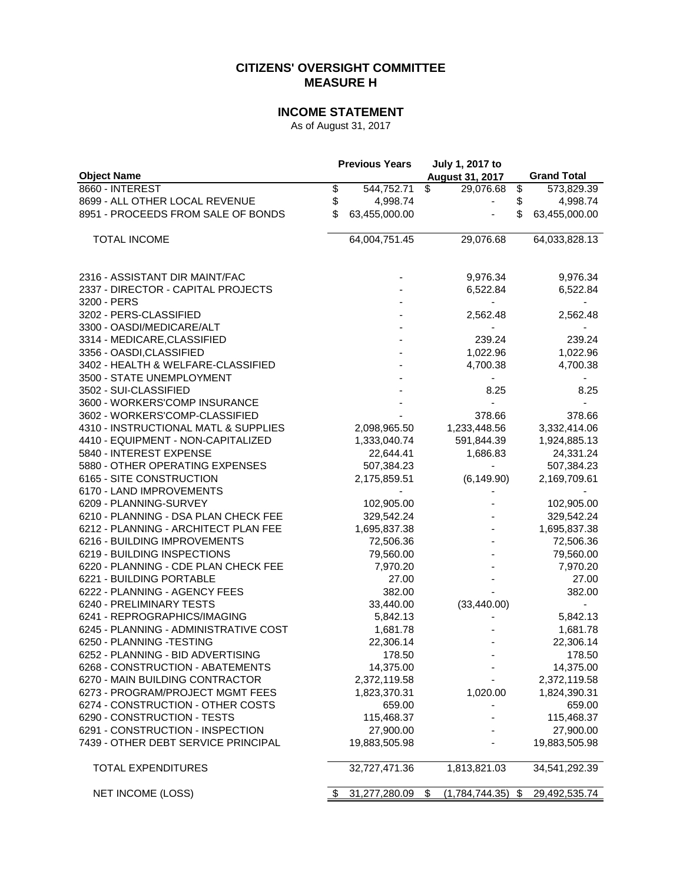# CITIZENS' OVERSIGHT COMMITTEE
# MEASURE H

## INCOME STATEMENT

As of August 31, 2017

| Object Name | Previous Years | July 1, 2017 to August 31, 2017 | Grand Total |
|---|---|---|---|
| 8660 - INTEREST | $ 544,752.71 | $ 29,076.68 | $ 573,829.39 |
| 8699 - ALL OTHER LOCAL REVENUE | $ 4,998.74 | - | $ 4,998.74 |
| 8951 - PROCEEDS FROM SALE OF BONDS | $ 63,455,000.00 | - | $ 63,455,000.00 |
| TOTAL INCOME | 64,004,751.45 | 29,076.68 | 64,033,828.13 |
| | | | |
| 2316 - ASSISTANT DIR MAINT/FAC | - | 9,976.34 | 9,976.34 |
| 2337 - DIRECTOR - CAPITAL PROJECTS | - | 6,522.84 | 6,522.84 |
| 3200 - PERS | - | - | - |
| 3202 - PERS-CLASSIFIED | - | 2,562.48 | 2,562.48 |
| 3300 - OASDI/MEDICARE/ALT | - | - | - |
| 3314 - MEDICARE,CLASSIFIED | - | 239.24 | 239.24 |
| 3356 - OASDI,CLASSIFIED | - | 1,022.96 | 1,022.96 |
| 3402 - HEALTH & WELFARE-CLASSIFIED | - | 4,700.38 | 4,700.38 |
| 3500 - STATE UNEMPLOYMENT | - | - | - |
| 3502 - SUI-CLASSIFIED | - | 8.25 | 8.25 |
| 3600 - WORKERS'COMP INSURANCE | - | - | - |
| 3602 - WORKERS'COMP-CLASSIFIED | - | 378.66 | 378.66 |
| 4310 - INSTRUCTIONAL MATL & SUPPLIES | 2,098,965.50 | 1,233,448.56 | 3,332,414.06 |
| 4410 - EQUIPMENT - NON-CAPITALIZED | 1,333,040.74 | 591,844.39 | 1,924,885.13 |
| 5840 - INTEREST EXPENSE | 22,644.41 | 1,686.83 | 24,331.24 |
| 5880 - OTHER OPERATING EXPENSES | 507,384.23 | - | 507,384.23 |
| 6165 - SITE CONSTRUCTION | 2,175,859.51 | (6,149.90) | 2,169,709.61 |
| 6170 - LAND IMPROVEMENTS | - | - | - |
| 6209 - PLANNING-SURVEY | 102,905.00 | - | 102,905.00 |
| 6210 - PLANNING - DSA PLAN CHECK FEE | 329,542.24 | - | 329,542.24 |
| 6212 - PLANNING - ARCHITECT PLAN FEE | 1,695,837.38 | - | 1,695,837.38 |
| 6216 - BUILDING IMPROVEMENTS | 72,506.36 | - | 72,506.36 |
| 6219 - BUILDING INSPECTIONS | 79,560.00 | - | 79,560.00 |
| 6220 - PLANNING - CDE PLAN CHECK FEE | 7,970.20 | - | 7,970.20 |
| 6221 - BUILDING PORTABLE | 27.00 | - | 27.00 |
| 6222 - PLANNING - AGENCY FEES | 382.00 | - | 382.00 |
| 6240 - PRELIMINARY TESTS | 33,440.00 | (33,440.00) | - |
| 6241 - REPROGRAPHICS/IMAGING | 5,842.13 | - | 5,842.13 |
| 6245 - PLANNING - ADMINISTRATIVE COST | 1,681.78 | - | 1,681.78 |
| 6250 - PLANNING -TESTING | 22,306.14 | - | 22,306.14 |
| 6252 - PLANNING - BID ADVERTISING | 178.50 | - | 178.50 |
| 6268 - CONSTRUCTION - ABATEMENTS | 14,375.00 | - | 14,375.00 |
| 6270 - MAIN BUILDING CONTRACTOR | 2,372,119.58 | - | 2,372,119.58 |
| 6273 - PROGRAM/PROJECT MGMT FEES | 1,823,370.31 | 1,020.00 | 1,824,390.31 |
| 6274 - CONSTRUCTION - OTHER COSTS | 659.00 | - | 659.00 |
| 6290 - CONSTRUCTION - TESTS | 115,468.37 | - | 115,468.37 |
| 6291 - CONSTRUCTION - INSPECTION | 27,900.00 | - | 27,900.00 |
| 7439 - OTHER DEBT SERVICE PRINCIPAL | 19,883,505.98 | - | 19,883,505.98 |
| TOTAL EXPENDITURES | 32,727,471.36 | 1,813,821.03 | 34,541,292.39 |
| NET INCOME (LOSS) | $ 31,277,280.09 | $ (1,784,744.35) | $ 29,492,535.74 |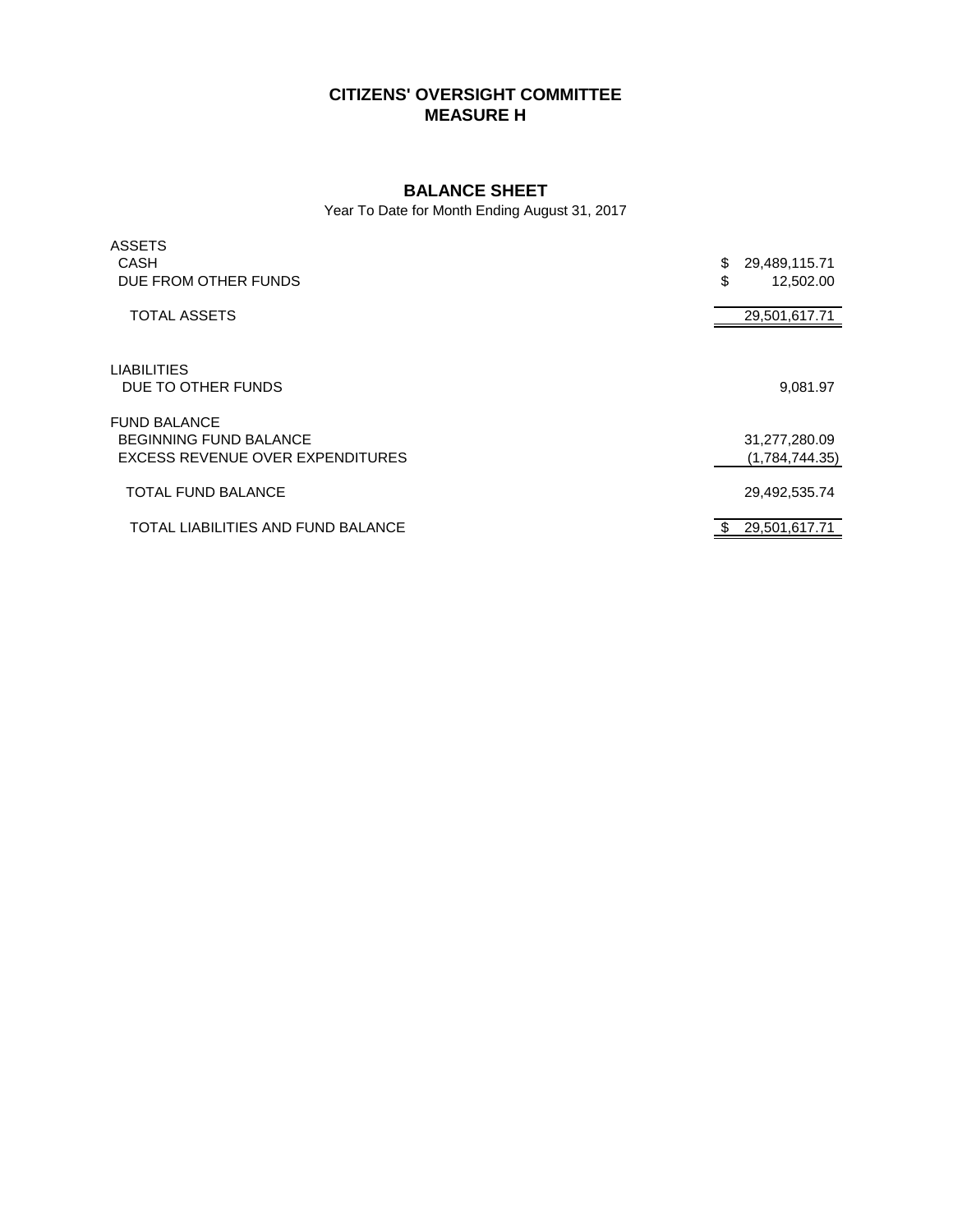# CITIZENS' OVERSIGHT COMMITTEE
# MEASURE H

## BALANCE SHEET

Year To Date for Month Ending August 31, 2017

| | |
|---|---|
| **ASSETS** | |
| CASH | $ 29,489,115.71 |
| DUE FROM OTHER FUNDS | $ 12,502.00 |
| TOTAL ASSETS | 29,501,617.71 |
| **LIABILITIES** | |
| DUE TO OTHER FUNDS | 9,081.97 |
| **FUND BALANCE** | |
| BEGINNING FUND BALANCE | 31,277,280.09 |
| EXCESS REVENUE OVER EXPENDITURES | (1,784,744.35) |
| TOTAL FUND BALANCE | 29,492,535.74 |
| TOTAL LIABILITIES AND FUND BALANCE | $ 29,501,617.71 |